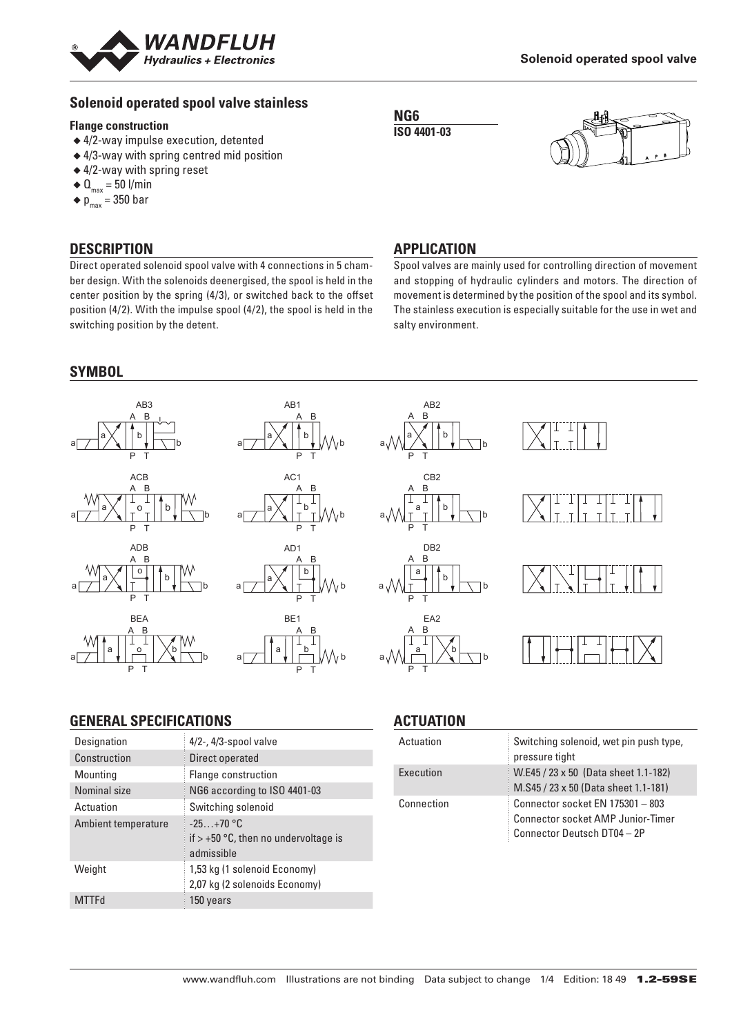# Solenoid operated spool valve stainless

**NG6**
**ISO 4401-03**

### Flange construction

- ◆ 4/2-way impulse execution, detented
- ◆ 4/3-way with spring centred mid position
- ◆ 4/2-way with spring reset
- ◆ $Q_{max}$ = 50 l/min
- ◆ $p_{max}$ = 350 bar

## DESCRIPTION

Direct operated solenoid spool valve with 4 connections in 5 chamber design. With the solenoids deenergised, the spool is held in the center position by the spring (4/3), or switched back to the offset position (4/2). With the impulse spool (4/2), the spool is held in the switching position by the detent.

## APPLICATION

Spool valves are mainly used for controlling direction of movement and stopping of hydraulic cylinders and motors. The direction of movement is determined by the position of the spool and its symbol. The stainless execution is especially suitable for the use in wet and salty environment.

## SYMBOL

AB3, AB1, AB2, ACB, AC1, CB2, ADB, AD1, DB2, BEA, BE1, EA2

## GENERAL SPECIFICATIONS

| Designation | 4/2-, 4/3-spool valve |
|---|---|
| Construction | Direct operated |
| Mounting | Flange construction |
| Nominal size | NG6 according to ISO 4401-03 |
| Actuation | Switching solenoid |
| Ambient temperature | -25…+70 °C<br>if > +50 °C, then no undervoltage is admissible |
| Weight | 1,53 kg (1 solenoid Economy)<br>2,07 kg (2 solenoids Economy) |
| MTTFd | 150 years |

## ACTUATION

| Actuation | Switching solenoid, wet pin push type, pressure tight |
|---|---|
| Execution | W.E45 / 23 x 50 (Data sheet 1.1-182)<br>M.S45 / 23 x 50 (Data sheet 1.1-181) |
| Connection | Connector socket EN 175301 – 803<br>Connector socket AMP Junior-Timer<br>Connector Deutsch DT04 – 2P |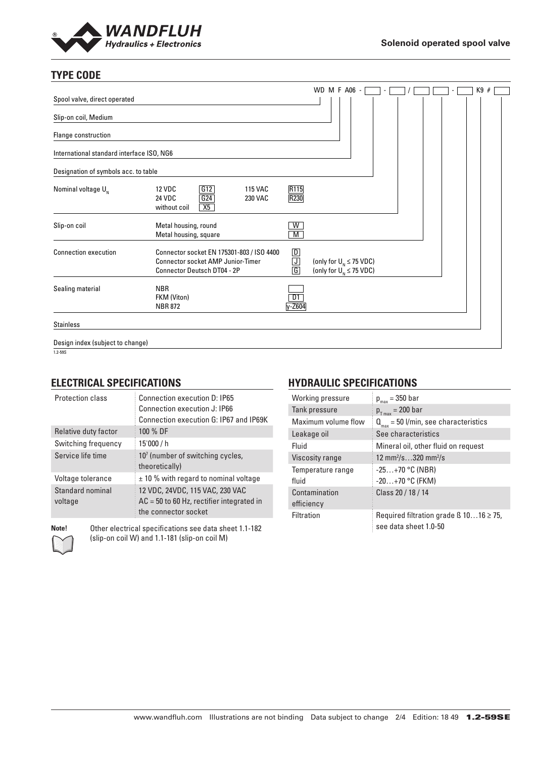## TYPE CODE

WD M F A06 - [ ] - [ ] / [ ] [ ] - [ ] K9 # [ ]

| | | | |
|---|---|---|---|
| Spool valve, direct operated | | | |
| Slip-on coil, Medium | | | |
| Flange construction | | | |
| International standard interface ISO, NG6 | | | |
| Designation of symbols acc. to table | | | |
| Nominal voltage $U_N$ | 12 VDC / 24 VDC / without coil | G12 / G24 / X5 | 115 VAC R115 / 230 VAC R230 |
| Slip-on coil | Metal housing, round | W | |
| | Metal housing, square | M | |
| Connection execution | Connector socket EN 175301-803 / ISO 4400 | D | |
| | Connector socket AMP Junior-Timer | J | (only for $U_N \leq 75$ VDC) |
| | Connector Deutsch DT04 - 2P | G | (only for $U_N \leq 75$ VDC) |
| Sealing material | NBR | | |
| | FKM (Viton) | D1 | |
| | NBR 872 | y-Z604 | |
| Stainless | | | |
| Design index (subject to change) | | | |

1.2-59S

## ELECTRICAL SPECIFICATIONS

| | |
|---|---|
| Protection class | Connection execution D: IP65<br>Connection execution J: IP66<br>Connection execution G: IP67 and IP69K |
| Relative duty factor | 100 % DF |
| Switching frequency | 15'000 / h |
| Service life time | $10^7$ (number of switching cycles, theoretically) |
| Voltage tolerance | ± 10 % with regard to nominal voltage |
| Standard nominal voltage | 12 VDC, 24VDC, 115 VAC, 230 VAC<br>AC = 50 to 60 Hz, rectifier integrated in the connector socket |

**Note!** Other electrical specifications see data sheet 1.1-182 (slip-on coil W) and 1.1-181 (slip-on coil M)

## HYDRAULIC SPECIFICATIONS

| | |
|---|---|
| Working pressure | $p_{max}$ = 350 bar |
| Tank pressure | $p_{T\,max}$ = 200 bar |
| Maximum volume flow | $Q_{max}$ = 50 l/min, see characteristics |
| Leakage oil | See characteristics |
| Fluid | Mineral oil, other fluid on request |
| Viscosity range | 12 mm²/s…320 mm²/s |
| Temperature range fluid | -25…+70 °C (NBR)<br>-20…+70 °C (FKM) |
| Contamination efficiency | Class 20 / 18 / 14 |
| Filtration | Required filtration grade ß 10…16 ≥ 75, see data sheet 1.0-50 |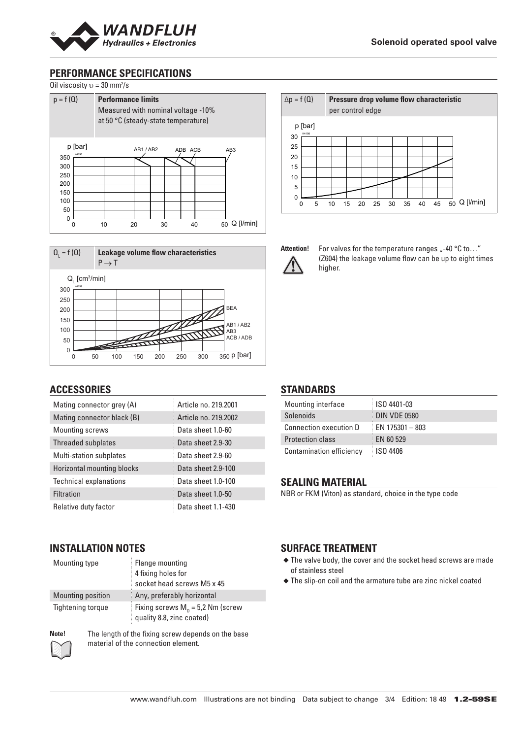## PERFORMANCE SPECIFICATIONS

Oil viscosity $\upsilon$ = 30 mm²/s

$p = f(Q)$ **Performance limits**
Measured with nominal voltage -10%
at 50 °C (steady-state temperature)

$\Delta p = f(Q)$ **Pressure drop volume flow characteristic**
per control edge

$Q_L = f(Q)$ **Leakage volume flow characteristics**
$P \rightarrow T$

**Attention!** For valves for the temperature ranges „-40 °C to…" (Z604) the leakage volume flow can be up to eight times higher.

## ACCESSORIES

| | |
|---|---|
| Mating connector grey (A) | Article no. 219.2001 |
| Mating connector black (B) | Article no. 219.2002 |
| Mounting screws | Data sheet 1.0-60 |
| Threaded subplates | Data sheet 2.9-30 |
| Multi-station subplates | Data sheet 2.9-60 |
| Horizontal mounting blocks | Data sheet 2.9-100 |
| Technical explanations | Data sheet 1.0-100 |
| Filtration | Data sheet 1.0-50 |
| Relative duty factor | Data sheet 1.1-430 |

## STANDARDS

| | |
|---|---|
| Mounting interface | ISO 4401-03 |
| Solenoids | DIN VDE 0580 |
| Connection execution D | EN 175301 – 803 |
| Protection class | EN 60 529 |
| Contamination efficiency | ISO 4406 |

## SEALING MATERIAL

NBR or FKM (Viton) as standard, choice in the type code

## INSTALLATION NOTES

| | |
|---|---|
| Mounting type | Flange mounting<br>4 fixing holes for<br>socket head screws M5 x 45 |
| Mounting position | Any, preferably horizontal |
| Tightening torque | Fixing screws $M_D$ = 5,2 Nm (screw quality 8.8, zinc coated) |

**Note!** The length of the fixing screw depends on the base material of the connection element.

## SURFACE TREATMENT

- The valve body, the cover and the socket head screws are made of stainless steel
- The slip-on coil and the armature tube are zinc nickel coated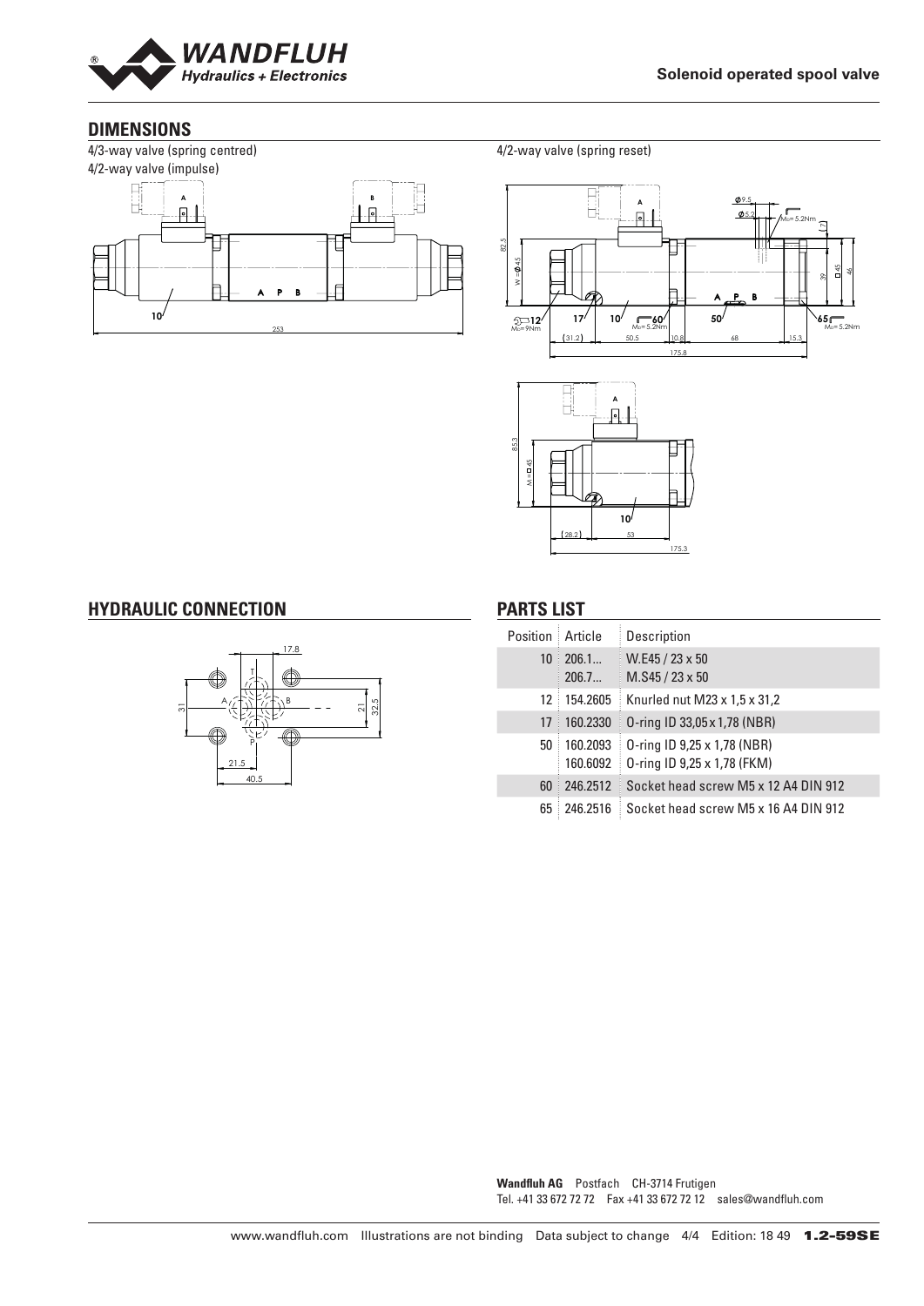## DIMENSIONS

4/3-way valve (spring centred)
4/2-way valve (impulse)

A
B
A P B
10
253

4/2-way valve (spring reset)

A
Ø9.5
Ø5.2
$M_D$= 5.2Nm
(7)
82.5
W = Ø 45
39
□45
46
A P B
12
$M_D$= 9Nm
17
10
60
$M_D$= 5.2Nm
50
65
$M_D$= 5.2Nm
(31.2)
50.5
10.8
68
15.3
175.8

A
85.3
M = □45
10
(28.2)
53
175.3

## HYDRAULIC CONNECTION

17.8
T
A
B
P
31
21
32.5
21.5
40.5

## PARTS LIST

| Position | Article | Description |
|---|---|---|
| 10 | 206.1...<br>206.7... | W.E45 / 23 x 50<br>M.S45 / 23 x 50 |
| 12 | 154.2605 | Knurled nut M23 x 1,5 x 31,2 |
| 17 | 160.2330 | O-ring ID 33,05 x 1,78 (NBR) |
| 50 | 160.2093<br>160.6092 | O-ring ID 9,25 x 1,78 (NBR)<br>O-ring ID 9,25 x 1,78 (FKM) |
| 60 | 246.2512 | Socket head screw M5 x 12 A4 DIN 912 |
| 65 | 246.2516 | Socket head screw M5 x 16 A4 DIN 912 |

**Wandfluh AG** Postfach CH-3714 Frutigen
Tel. +41 33 672 72 72 Fax +41 33 672 72 12 sales@wandfluh.com